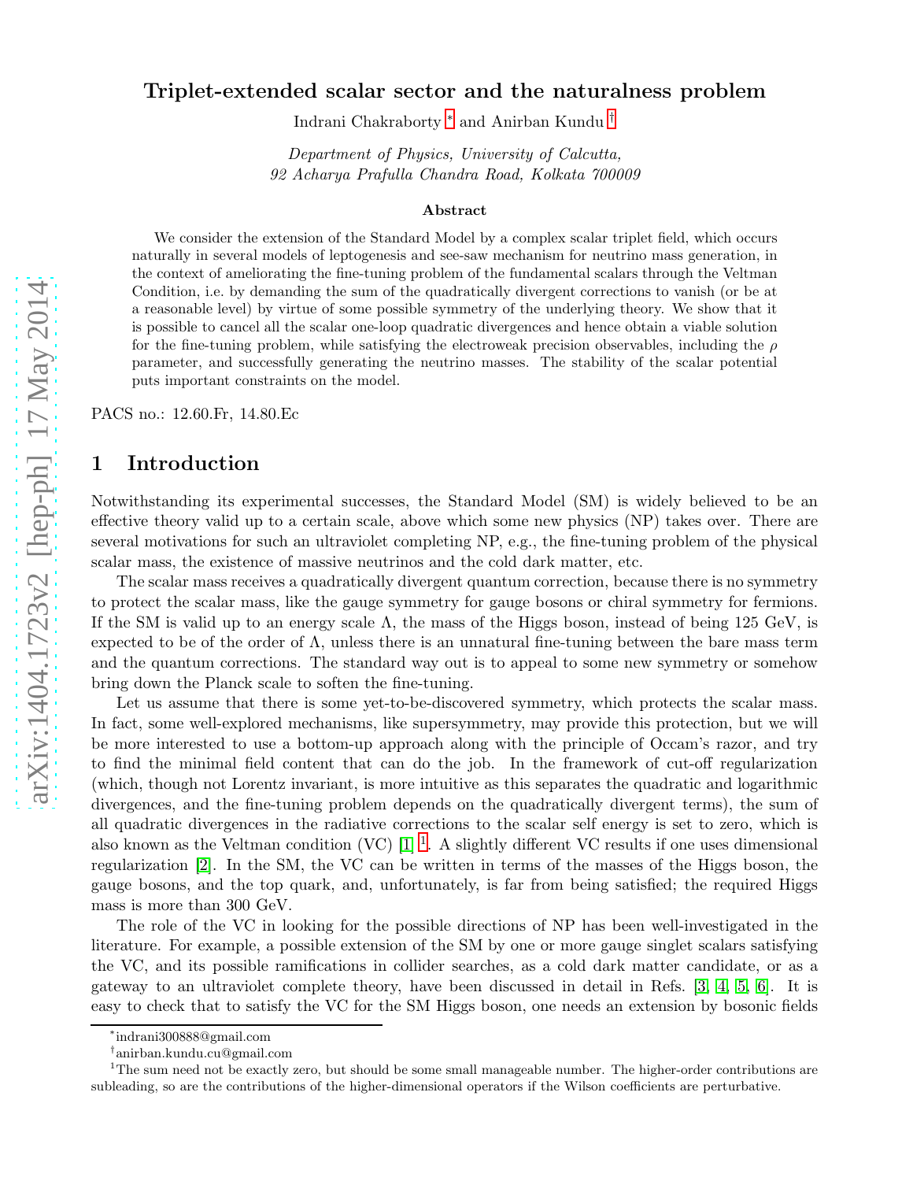# Triplet-extended scalar sector and the naturalness problem

Indrani Chakraborty [*] and Anirban Kundu [†]

*Department of Physics, University of Calcutta,*
*92 Acharya Prafulla Chandra Road, Kolkata 700009*

### Abstract

We consider the extension of the Standard Model by a complex scalar triplet field, which occurs naturally in several models of leptogenesis and see-saw mechanism for neutrino mass generation, in the context of ameliorating the fine-tuning problem of the fundamental scalars through the Veltman Condition, i.e. by demanding the sum of the quadratically divergent corrections to vanish (or be at a reasonable level) by virtue of some possible symmetry of the underlying theory. We show that it is possible to cancel all the scalar one-loop quadratic divergences and hence obtain a viable solution for the fine-tuning problem, while satisfying the electroweak precision observables, including the $\rho$ parameter, and successfully generating the neutrino masses. The stability of the scalar potential puts important constraints on the model.

PACS no.: 12.60.Fr, 14.80.Ec

## 1 Introduction

Notwithstanding its experimental successes, the Standard Model (SM) is widely believed to be an effective theory valid up to a certain scale, above which some new physics (NP) takes over. There are several motivations for such an ultraviolet completing NP, e.g., the fine-tuning problem of the physical scalar mass, the existence of massive neutrinos and the cold dark matter, etc.

The scalar mass receives a quadratically divergent quantum correction, because there is no symmetry to protect the scalar mass, like the gauge symmetry for gauge bosons or chiral symmetry for fermions. If the SM is valid up to an energy scale $\Lambda$, the mass of the Higgs boson, instead of being 125 GeV, is expected to be of the order of $\Lambda$, unless there is an unnatural fine-tuning between the bare mass term and the quantum corrections. The standard way out is to appeal to some new symmetry or somehow bring down the Planck scale to soften the fine-tuning.

Let us assume that there is some yet-to-be-discovered symmetry, which protects the scalar mass. In fact, some well-explored mechanisms, like supersymmetry, may provide this protection, but we will be more interested to use a bottom-up approach along with the principle of Occam's razor, and try to find the minimal field content that can do the job. In the framework of cut-off regularization (which, though not Lorentz invariant, is more intuitive as this separates the quadratic and logarithmic divergences, and the fine-tuning problem depends on the quadratically divergent terms), the sum of all quadratic divergences in the radiative corrections to the scalar self energy is set to zero, which is also known as the Veltman condition (VC) [1] [1]. A slightly different VC results if one uses dimensional regularization [2]. In the SM, the VC can be written in terms of the masses of the Higgs boson, the gauge bosons, and the top quark, and, unfortunately, is far from being satisfied; the required Higgs mass is more than 300 GeV.

The role of the VC in looking for the possible directions of NP has been well-investigated in the literature. For example, a possible extension of the SM by one or more gauge singlet scalars satisfying the VC, and its possible ramifications in collider searches, as a cold dark matter candidate, or as a gateway to an ultraviolet complete theory, have been discussed in detail in Refs. [3, 4, 5, 6]. It is easy to check that to satisfy the VC for the SM Higgs boson, one needs an extension by bosonic fields

---

[*] indrani300888@gmail.com

[†] anirban.kundu.cu@gmail.com

[1] The sum need not be exactly zero, but should be some small manageable number. The higher-order contributions are subleading, so are the contributions of the higher-dimensional operators if the Wilson coefficients are perturbative.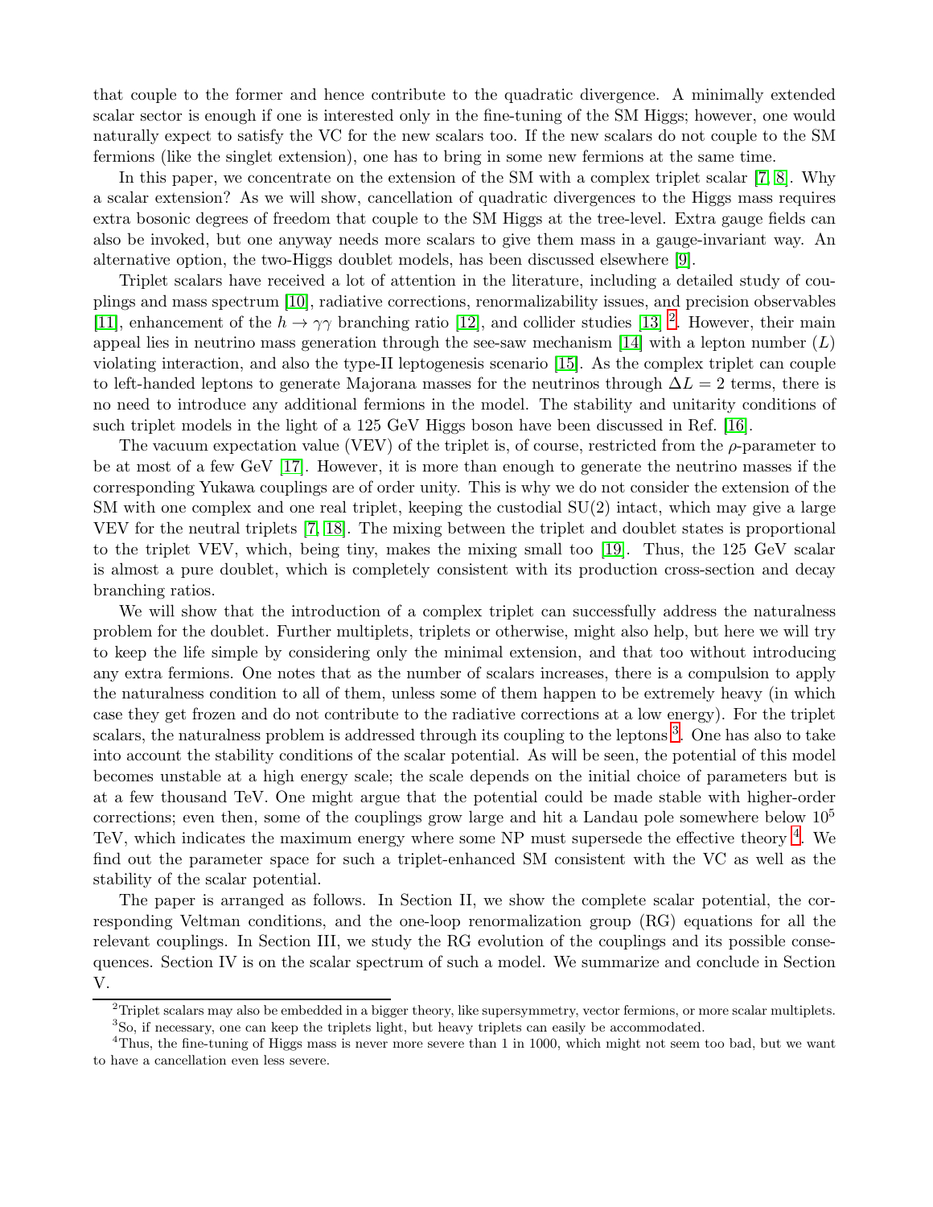that couple to the former and hence contribute to the quadratic divergence. A minimally extended scalar sector is enough if one is interested only in the fine-tuning of the SM Higgs; however, one would naturally expect to satisfy the VC for the new scalars too. If the new scalars do not couple to the SM fermions (like the singlet extension), one has to bring in some new fermions at the same time.

In this paper, we concentrate on the extension of the SM with a complex triplet scalar [7, 8]. Why a scalar extension? As we will show, cancellation of quadratic divergences to the Higgs mass requires extra bosonic degrees of freedom that couple to the SM Higgs at the tree-level. Extra gauge fields can also be invoked, but one anyway needs more scalars to give them mass in a gauge-invariant way. An alternative option, the two-Higgs doublet models, has been discussed elsewhere [9].

Triplet scalars have received a lot of attention in the literature, including a detailed study of couplings and mass spectrum [10], radiative corrections, renormalizability issues, and precision observables [11], enhancement of the $h \to \gamma\gamma$ branching ratio [12], and collider studies [13] [2]. However, their main appeal lies in neutrino mass generation through the see-saw mechanism [14] with a lepton number ($L$) violating interaction, and also the type-II leptogenesis scenario [15]. As the complex triplet can couple to left-handed leptons to generate Majorana masses for the neutrinos through $\Delta L = 2$ terms, there is no need to introduce any additional fermions in the model. The stability and unitarity conditions of such triplet models in the light of a 125 GeV Higgs boson have been discussed in Ref. [16].

The vacuum expectation value (VEV) of the triplet is, of course, restricted from the $\rho$-parameter to be at most of a few GeV [17]. However, it is more than enough to generate the neutrino masses if the corresponding Yukawa couplings are of order unity. This is why we do not consider the extension of the SM with one complex and one real triplet, keeping the custodial SU(2) intact, which may give a large VEV for the neutral triplets [7, 18]. The mixing between the triplet and doublet states is proportional to the triplet VEV, which, being tiny, makes the mixing small too [19]. Thus, the 125 GeV scalar is almost a pure doublet, which is completely consistent with its production cross-section and decay branching ratios.

We will show that the introduction of a complex triplet can successfully address the naturalness problem for the doublet. Further multiplets, triplets or otherwise, might also help, but here we will try to keep the life simple by considering only the minimal extension, and that too without introducing any extra fermions. One notes that as the number of scalars increases, there is a compulsion to apply the naturalness condition to all of them, unless some of them happen to be extremely heavy (in which case they get frozen and do not contribute to the radiative corrections at a low energy). For the triplet scalars, the naturalness problem is addressed through its coupling to the leptons [3]. One has also to take into account the stability conditions of the scalar potential. As will be seen, the potential of this model becomes unstable at a high energy scale; the scale depends on the initial choice of parameters but is at a few thousand TeV. One might argue that the potential could be made stable with higher-order corrections; even then, some of the couplings grow large and hit a Landau pole somewhere below $10^5$ TeV, which indicates the maximum energy where some NP must supersede the effective theory [4]. We find out the parameter space for such a triplet-enhanced SM consistent with the VC as well as the stability of the scalar potential.

The paper is arranged as follows. In Section II, we show the complete scalar potential, the corresponding Veltman conditions, and the one-loop renormalization group (RG) equations for all the relevant couplings. In Section III, we study the RG evolution of the couplings and its possible consequences. Section IV is on the scalar spectrum of such a model. We summarize and conclude in Section V.

---

[2] Triplet scalars may also be embedded in a bigger theory, like supersymmetry, vector fermions, or more scalar multiplets.

[3] So, if necessary, one can keep the triplets light, but heavy triplets can easily be accommodated.

[4] Thus, the fine-tuning of Higgs mass is never more severe than 1 in 1000, which might not seem too bad, but we want to have a cancellation even less severe.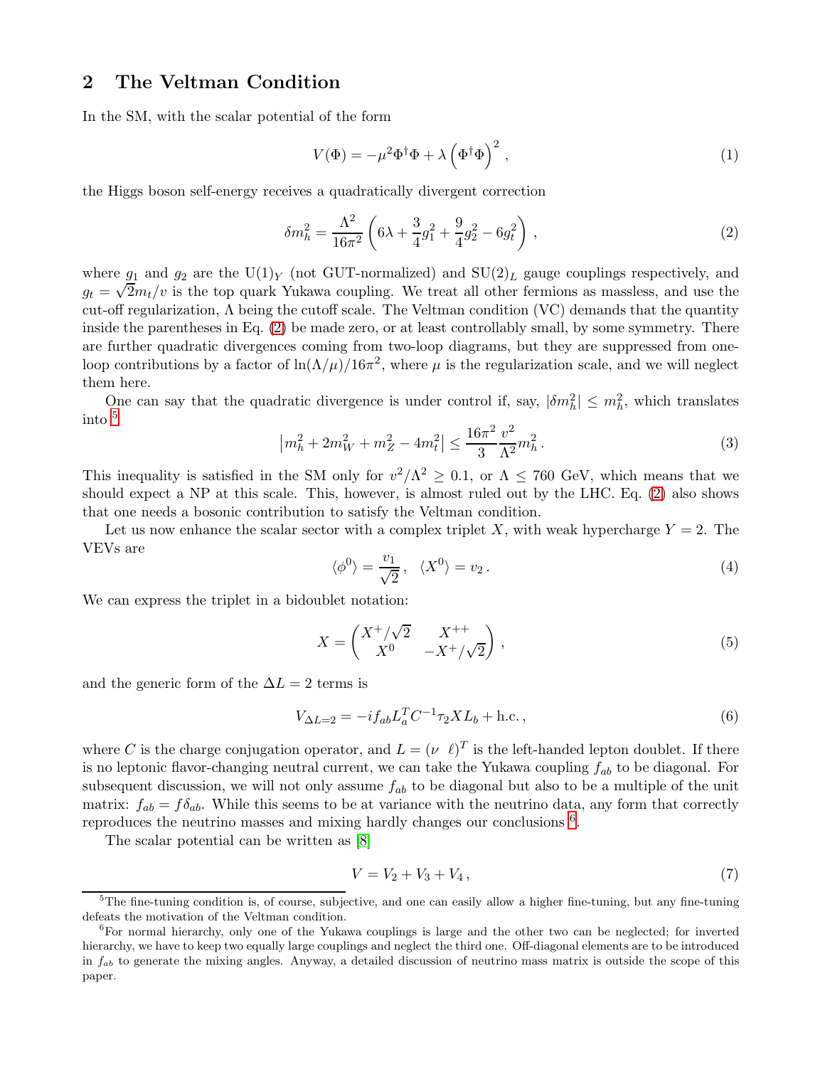## 2 The Veltman Condition

In the SM, with the scalar potential of the form

$$V(\Phi) = -\mu^2 \Phi^\dagger \Phi + \lambda \left(\Phi^\dagger \Phi\right)^2 \,, \tag{1}$$

the Higgs boson self-energy receives a quadratically divergent correction

$$\delta m_h^2 = \frac{\Lambda^2}{16\pi^2}\left(6\lambda + \frac{3}{4}g_1^2 + \frac{9}{4}g_2^2 - 6g_t^2\right)\,, \tag{2}$$

where $g_1$ and $g_2$ are the U(1)$_Y$ (not GUT-normalized) and SU(2)$_L$ gauge couplings respectively, and $g_t = \sqrt{2}m_t/v$ is the top quark Yukawa coupling. We treat all other fermions as massless, and use the cut-off regularization, $\Lambda$ being the cutoff scale. The Veltman condition (VC) demands that the quantity inside the parentheses in Eq. (2) be made zero, or at least controllably small, by some symmetry. There are further quadratic divergences coming from two-loop diagrams, but they are suppressed from one-loop contributions by a factor of $\ln(\Lambda/\mu)/16\pi^2$, where $\mu$ is the regularization scale, and we will neglect them here.

One can say that the quadratic divergence is under control if, say, $|\delta m_h^2| \leq m_h^2$, which translates into [5]

$$\left|m_h^2 + 2m_W^2 + m_Z^2 - 4m_t^2\right| \leq \frac{16\pi^2}{3}\frac{v^2}{\Lambda^2}m_h^2\,. \tag{3}$$

This inequality is satisfied in the SM only for $v^2/\Lambda^2 \geq 0.1$, or $\Lambda \leq 760$ GeV, which means that we should expect a NP at this scale. This, however, is almost ruled out by the LHC. Eq. (2) also shows that one needs a bosonic contribution to satisfy the Veltman condition.

Let us now enhance the scalar sector with a complex triplet $X$, with weak hypercharge $Y = 2$. The VEVs are

$$\langle \phi^0 \rangle = \frac{v_1}{\sqrt{2}}\,, \quad \langle X^0 \rangle = v_2\,. \tag{4}$$

We can express the triplet in a bidoublet notation:

$$X = \begin{pmatrix} X^+/\sqrt{2} & X^{++} \\ X^0 & -X^+/\sqrt{2} \end{pmatrix}\,, \tag{5}$$

and the generic form of the $\Delta L = 2$ terms is

$$V_{\Delta L=2} = -if_{ab}L_a^T C^{-1}\tau_2 X L_b + \text{h.c.}\,, \tag{6}$$

where $C$ is the charge conjugation operator, and $L = (\nu \ \ \ell)^T$ is the left-handed lepton doublet. If there is no leptonic flavor-changing neutral current, we can take the Yukawa coupling $f_{ab}$ to be diagonal. For subsequent discussion, we will not only assume $f_{ab}$ to be diagonal but also to be a multiple of the unit matrix: $f_{ab} = f\delta_{ab}$. While this seems to be at variance with the neutrino data, any form that correctly reproduces the neutrino masses and mixing hardly changes our conclusions [6].

The scalar potential can be written as [8]

$$V = V_2 + V_3 + V_4\,, \tag{7}$$

---

[5] The fine-tuning condition is, of course, subjective, and one can easily allow a higher fine-tuning, but any fine-tuning defeats the motivation of the Veltman condition.

[6] For normal hierarchy, only one of the Yukawa couplings is large and the other two can be neglected; for inverted hierarchy, we have to keep two equally large couplings and neglect the third one. Off-diagonal elements are to be introduced in $f_{ab}$ to generate the mixing angles. Anyway, a detailed discussion of neutrino mass matrix is outside the scope of this paper.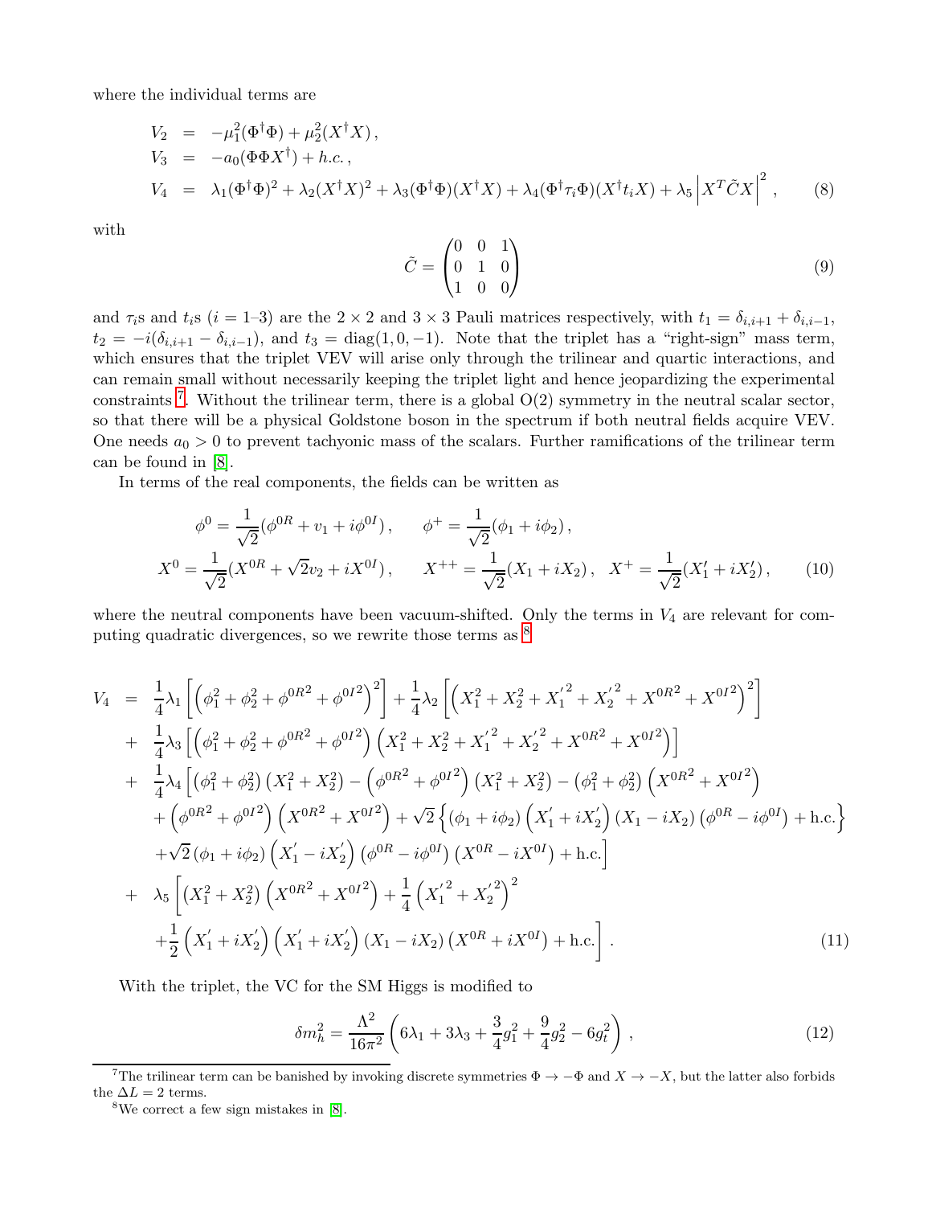where the individual terms are

$$
\begin{aligned}
V_2 &= -\mu_1^2(\Phi^\dagger\Phi) + \mu_2^2(X^\dagger X)\,, \\
V_3 &= -a_0(\Phi\Phi X^\dagger) + h.c.\,, \\
V_4 &= \lambda_1(\Phi^\dagger\Phi)^2 + \lambda_2(X^\dagger X)^2 + \lambda_3(\Phi^\dagger\Phi)(X^\dagger X) + \lambda_4(\Phi^\dagger\tau_i\Phi)(X^\dagger t_i X) + \lambda_5\left|X^T\tilde{C}X\right|^2\,,
\end{aligned} \tag{8}
$$

with

$$
\tilde{C} = \begin{pmatrix} 0 & 0 & 1 \\ 0 & 1 & 0 \\ 1 & 0 & 0 \end{pmatrix} \tag{9}
$$

and $\tau_i$s and $t_i$s ($i$ = 1–3) are the $2\times 2$ and $3\times 3$ Pauli matrices respectively, with $t_1 = \delta_{i,i+1} + \delta_{i,i-1}$, $t_2 = -i(\delta_{i,i+1} - \delta_{i,i-1})$, and $t_3 = \mathrm{diag}(1, 0, -1)$. Note that the triplet has a "right-sign" mass term, which ensures that the triplet VEV will arise only through the trilinear and quartic interactions, and can remain small without necessarily keeping the triplet light and hence jeopardizing the experimental constraints [7]. Without the trilinear term, there is a global O(2) symmetry in the neutral scalar sector, so that there will be a physical Goldstone boson in the spectrum if both neutral fields acquire VEV. One needs $a_0 > 0$ to prevent tachyonic mass of the scalars. Further ramifications of the trilinear term can be found in [8].

In terms of the real components, the fields can be written as

$$
\begin{aligned}
\phi^0 &= \frac{1}{\sqrt{2}}(\phi^{0R} + v_1 + i\phi^{0I})\,, \qquad \phi^+ = \frac{1}{\sqrt{2}}(\phi_1 + i\phi_2)\,, \\
X^0 &= \frac{1}{\sqrt{2}}(X^{0R} + \sqrt{2}v_2 + iX^{0I})\,, \qquad X^{++} = \frac{1}{\sqrt{2}}(X_1 + iX_2)\,, \quad X^+ = \frac{1}{\sqrt{2}}(X_1' + iX_2')\,,
\end{aligned} \tag{10}
$$

where the neutral components have been vacuum-shifted. Only the terms in $V_4$ are relevant for computing quadratic divergences, so we rewrite those terms as [8]

$$
\begin{aligned}
V_4 &= \frac{1}{4}\lambda_1\left[\left(\phi_1^2 + \phi_2^2 + \phi^{0R^2} + \phi^{0I^2}\right)^2\right] + \frac{1}{4}\lambda_2\left[\left(X_1^2 + X_2^2 + {X_1'}^2 + {X_2'}^2 + X^{0R^2} + X^{0I^2}\right)^2\right] \\
&+ \frac{1}{4}\lambda_3\left[\left(\phi_1^2 + \phi_2^2 + \phi^{0R^2} + \phi^{0I^2}\right)\left(X_1^2 + X_2^2 + {X_1'}^2 + {X_2'}^2 + X^{0R^2} + X^{0I^2}\right)\right] \\
&+ \frac{1}{4}\lambda_4\Big[\left(\phi_1^2 + \phi_2^2\right)\left(X_1^2 + X_2^2\right) - \left(\phi^{0R^2} + \phi^{0I^2}\right)\left(X_1^2 + X_2^2\right) - \left(\phi_1^2 + \phi_2^2\right)\left(X^{0R^2} + X^{0I^2}\right) \\
&\quad + \left(\phi^{0R^2} + \phi^{0I^2}\right)\left(X^{0R^2} + X^{0I^2}\right) + \sqrt{2}\left\{\left(\phi_1 + i\phi_2\right)\left(X_1' + iX_2'\right)\left(X_1 - iX_2\right)\left(\phi^{0R} - i\phi^{0I}\right) + \mathrm{h.c.}\right\} \\
&\quad + \sqrt{2}\left(\phi_1 + i\phi_2\right)\left(X_1' - iX_2'\right)\left(\phi^{0R} - i\phi^{0I}\right)\left(X^{0R} - iX^{0I}\right) + \mathrm{h.c.}\Big] \\
&+ \lambda_5\Big[\left(X_1^2 + X_2^2\right)\left(X^{0R^2} + X^{0I^2}\right) + \frac{1}{4}\left({X_1'}^2 + {X_2'}^2\right)^2 \\
&\quad + \frac{1}{2}\left(X_1' + iX_2'\right)\left(X_1' + iX_2'\right)\left(X_1 - iX_2\right)\left(X^{0R} + iX^{0I}\right) + \mathrm{h.c.}\Big]\,.
\end{aligned} \tag{11}
$$

With the triplet, the VC for the SM Higgs is modified to

$$
\delta m_h^2 = \frac{\Lambda^2}{16\pi^2}\left(6\lambda_1 + 3\lambda_3 + \frac{3}{4}g_1^2 + \frac{9}{4}g_2^2 - 6g_t^2\right)\,, \tag{12}
$$

---

[7] The trilinear term can be banished by invoking discrete symmetries $\Phi \to -\Phi$ and $X \to -X$, but the latter also forbids the $\Delta L = 2$ terms.

[8] We correct a few sign mistakes in [8].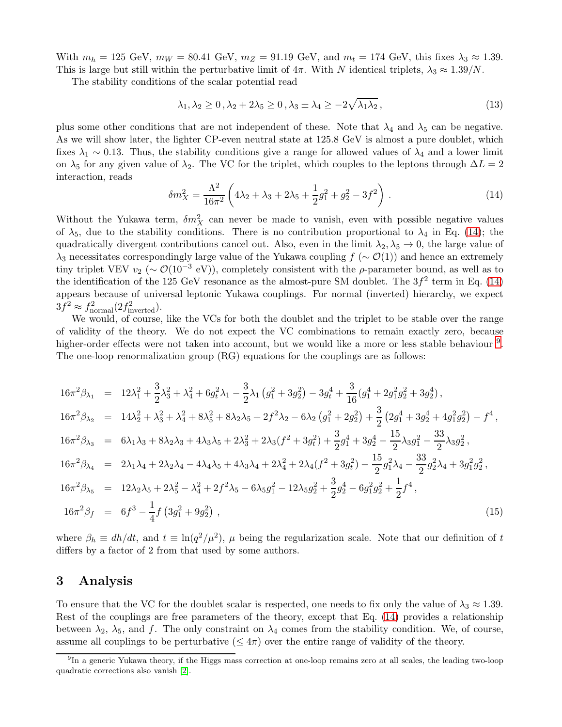With $m_h = 125$ GeV, $m_W = 80.41$ GeV, $m_Z = 91.19$ GeV, and $m_t = 174$ GeV, this fixes $\lambda_3 \approx 1.39$. This is large but still within the perturbative limit of $4\pi$. With $N$ identical triplets, $\lambda_3 \approx 1.39/N$.

The stability conditions of the scalar potential read

$$\lambda_1, \lambda_2 \geq 0\,, \lambda_2 + 2\lambda_5 \geq 0\,, \lambda_3 \pm \lambda_4 \geq -2\sqrt{\lambda_1 \lambda_2}\,, \tag{13}$$

plus some other conditions that are not independent of these. Note that $\lambda_4$ and $\lambda_5$ can be negative. As we will show later, the lighter CP-even neutral state at 125.8 GeV is almost a pure doublet, which fixes $\lambda_1 \sim 0.13$. Thus, the stability conditions give a range for allowed values of $\lambda_4$ and a lower limit on $\lambda_5$ for any given value of $\lambda_2$. The VC for the triplet, which couples to the leptons through $\Delta L = 2$ interaction, reads

$$\delta m_X^2 = \frac{\Lambda^2}{16\pi^2}\left(4\lambda_2 + \lambda_3 + 2\lambda_5 + \frac{1}{2}g_1^2 + g_2^2 - 3f^2\right)\,. \tag{14}$$

Without the Yukawa term, $\delta m_X^2$ can never be made to vanish, even with possible negative values of $\lambda_5$, due to the stability conditions. There is no contribution proportional to $\lambda_4$ in Eq. (14); the quadratically divergent contributions cancel out. Also, even in the limit $\lambda_2, \lambda_5 \to 0$, the large value of $\lambda_3$ necessitates correspondingly large value of the Yukawa coupling $f$ ($\sim \mathcal{O}(1)$) and hence an extremely tiny triplet VEV $v_2$ ($\sim \mathcal{O}(10^{-3}$ eV)), completely consistent with the $\rho$-parameter bound, as well as to the identification of the 125 GeV resonance as the almost-pure SM doublet. The $3f^2$ term in Eq. (14) appears because of universal leptonic Yukawa couplings. For normal (inverted) hierarchy, we expect $3f^2 \approx f^2_{\rm normal}(2f^2_{\rm inverted})$.

We would, of course, like the VCs for both the doublet and the triplet to be stable over the range of validity of the theory. We do not expect the VC combinations to remain exactly zero, because higher-order effects were not taken into account, but we would like a more or less stable behaviour [9]. The one-loop renormalization group (RG) equations for the couplings are as follows:

$$\begin{aligned}
16\pi^2\beta_{\lambda_1} &= 12\lambda_1^2 + \frac{3}{2}\lambda_3^2 + \lambda_4^2 + 6g_t^2\lambda_1 - \frac{3}{2}\lambda_1\left(g_1^2 + 3g_2^2\right) - 3g_t^4 + \frac{3}{16}(g_1^4 + 2g_1^2g_2^2 + 3g_2^4)\,,\\
16\pi^2\beta_{\lambda_2} &= 14\lambda_2^2 + \lambda_3^2 + \lambda_4^2 + 8\lambda_5^2 + 8\lambda_2\lambda_5 + 2f^2\lambda_2 - 6\lambda_2\left(g_1^2 + 2g_2^2\right) + \frac{3}{2}\left(2g_1^4 + 3g_2^4 + 4g_1^2g_2^2\right) - f^4\,,\\
16\pi^2\beta_{\lambda_3} &= 6\lambda_1\lambda_3 + 8\lambda_2\lambda_3 + 4\lambda_3\lambda_5 + 2\lambda_3^2 + 2\lambda_3(f^2 + 3g_t^2) + \frac{3}{2}g_1^4 + 3g_2^4 - \frac{15}{2}\lambda_3 g_1^2 - \frac{33}{2}\lambda_3 g_2^2\,,\\
16\pi^2\beta_{\lambda_4} &= 2\lambda_1\lambda_4 + 2\lambda_2\lambda_4 - 4\lambda_4\lambda_5 + 4\lambda_3\lambda_4 + 2\lambda_4^2 + 2\lambda_4(f^2 + 3g_t^2) - \frac{15}{2}g_1^2\lambda_4 - \frac{33}{2}g_2^2\lambda_4 + 3g_1^2g_2^2\,,\\
16\pi^2\beta_{\lambda_5} &= 12\lambda_2\lambda_5 + 2\lambda_5^2 - \lambda_4^2 + 2f^2\lambda_5 - 6\lambda_5 g_1^2 - 12\lambda_5 g_2^2 + \frac{3}{2}g_2^4 - 6g_1^2g_2^2 + \frac{1}{2}f^4\,,\\
16\pi^2\beta_f &= 6f^3 - \frac{1}{4}f\left(3g_1^2 + 9g_2^2\right)\,,
\end{aligned} \tag{15}$$

where $\beta_h \equiv dh/dt$, and $t \equiv \ln(q^2/\mu^2)$, $\mu$ being the regularization scale. Note that our definition of $t$ differs by a factor of 2 from that used by some authors.

## 3 Analysis

To ensure that the VC for the doublet scalar is respected, one needs to fix only the value of $\lambda_3 \approx 1.39$. Rest of the couplings are free parameters of the theory, except that Eq. (14) provides a relationship between $\lambda_2$, $\lambda_5$, and $f$. The only constraint on $\lambda_4$ comes from the stability condition. We, of course, assume all couplings to be perturbative ($\leq 4\pi$) over the entire range of validity of the theory.

[9] In a generic Yukawa theory, if the Higgs mass correction at one-loop remains zero at all scales, the leading two-loop quadratic corrections also vanish [2].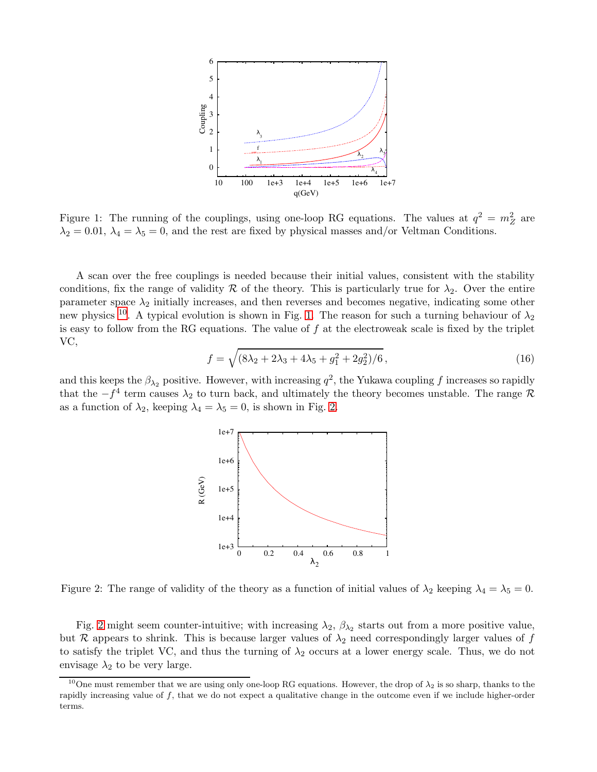Figure 1: The running of the couplings, using one-loop RG equations. The values at $q^2 = m_Z^2$ are $\lambda_2 = 0.01$, $\lambda_4 = \lambda_5 = 0$, and the rest are fixed by physical masses and/or Veltman Conditions.

A scan over the free couplings is needed because their initial values, consistent with the stability conditions, fix the range of validity $\mathcal{R}$ of the theory. This is particularly true for $\lambda_2$. Over the entire parameter space $\lambda_2$ initially increases, and then reverses and becomes negative, indicating some other new physics [10]. A typical evolution is shown in Fig. 1. The reason for such a turning behaviour of $\lambda_2$ is easy to follow from the RG equations. The value of $f$ at the electroweak scale is fixed by the triplet VC,

$$f = \sqrt{(8\lambda_2 + 2\lambda_3 + 4\lambda_5 + g_1^2 + 2g_2^2)/6}\,, \tag{16}$$

and this keeps the $\beta_{\lambda_2}$ positive. However, with increasing $q^2$, the Yukawa coupling $f$ increases so rapidly that the $-f^4$ term causes $\lambda_2$ to turn back, and ultimately the theory becomes unstable. The range $\mathcal{R}$ as a function of $\lambda_2$, keeping $\lambda_4 = \lambda_5 = 0$, is shown in Fig. 2.

Figure 2: The range of validity of the theory as a function of initial values of $\lambda_2$ keeping $\lambda_4 = \lambda_5 = 0$.

Fig. 2 might seem counter-intuitive; with increasing $\lambda_2$, $\beta_{\lambda_2}$ starts out from a more positive value, but $\mathcal{R}$ appears to shrink. This is because larger values of $\lambda_2$ need correspondingly larger values of $f$ to satisfy the triplet VC, and thus the turning of $\lambda_2$ occurs at a lower energy scale. Thus, we do not envisage $\lambda_2$ to be very large.

[10] One must remember that we are using only one-loop RG equations. However, the drop of $\lambda_2$ is so sharp, thanks to the rapidly increasing value of $f$, that we do not expect a qualitative change in the outcome even if we include higher-order terms.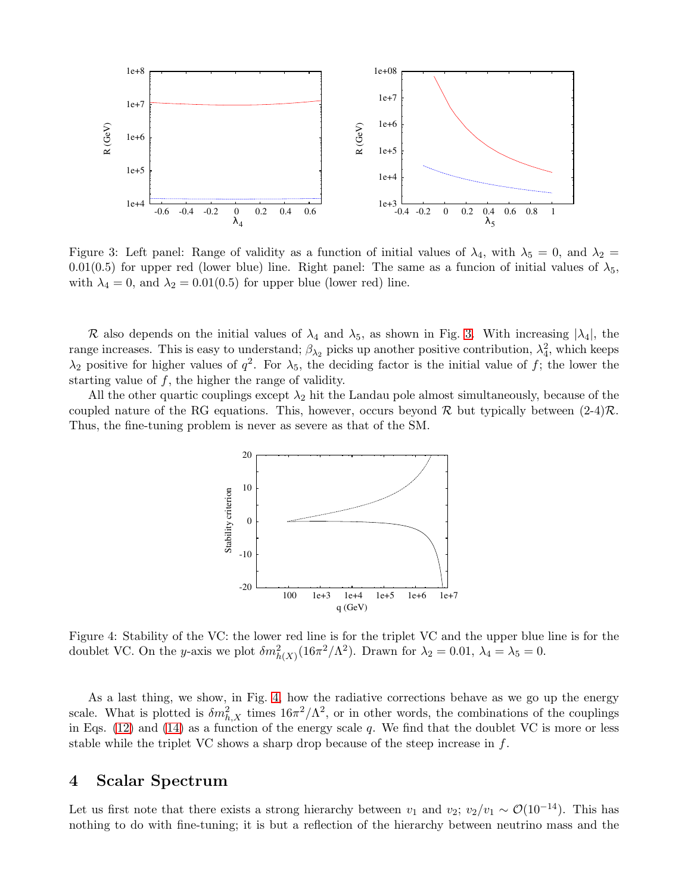Figure 3: Left panel: Range of validity as a function of initial values of $\lambda_4$, with $\lambda_5 = 0$, and $\lambda_2 = 0.01(0.5)$ for upper red (lower blue) line. Right panel: The same as a funcion of initial values of $\lambda_5$, with $\lambda_4 = 0$, and $\lambda_2 = 0.01(0.5)$ for upper blue (lower red) line.

$\mathcal{R}$ also depends on the initial values of $\lambda_4$ and $\lambda_5$, as shown in Fig. 3. With increasing $|\lambda_4|$, the range increases. This is easy to understand; $\beta_{\lambda_2}$ picks up another positive contribution, $\lambda_4^2$, which keeps $\lambda_2$ positive for higher values of $q^2$. For $\lambda_5$, the deciding factor is the initial value of $f$; the lower the starting value of $f$, the higher the range of validity.

All the other quartic couplings except $\lambda_2$ hit the Landau pole almost simultaneously, because of the coupled nature of the RG equations. This, however, occurs beyond $\mathcal{R}$ but typically between (2-4)$\mathcal{R}$. Thus, the fine-tuning problem is never as severe as that of the SM.

Figure 4: Stability of the VC: the lower red line is for the triplet VC and the upper blue line is for the doublet VC. On the $y$-axis we plot $\delta m^2_{h(X)}(16\pi^2/\Lambda^2)$. Drawn for $\lambda_2 = 0.01$, $\lambda_4 = \lambda_5 = 0$.

As a last thing, we show, in Fig. 4 how the radiative corrections behave as we go up the energy scale. What is plotted is $\delta m^2_{h,X}$ times $16\pi^2/\Lambda^2$, or in other words, the combinations of the couplings in Eqs. (12) and (14) as a function of the energy scale $q$. We find that the doublet VC is more or less stable while the triplet VC shows a sharp drop because of the steep increase in $f$.

## 4 Scalar Spectrum

Let us first note that there exists a strong hierarchy between $v_1$ and $v_2$; $v_2/v_1 \sim \mathcal{O}(10^{-14})$. This has nothing to do with fine-tuning; it is but a reflection of the hierarchy between neutrino mass and the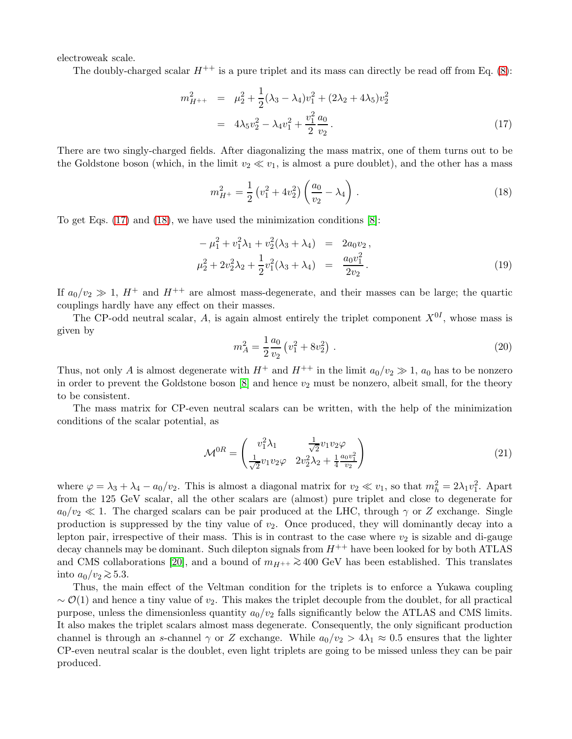electroweak scale.

The doubly-charged scalar $H^{++}$ is a pure triplet and its mass can directly be read off from Eq. (8):

$$
\begin{aligned}
m_{H^{++}}^2 &= \mu_2^2 + \frac{1}{2}(\lambda_3 - \lambda_4)v_1^2 + (2\lambda_2 + 4\lambda_5)v_2^2 \\
&= 4\lambda_5 v_2^2 - \lambda_4 v_1^2 + \frac{v_1^2}{2}\frac{a_0}{v_2}\,.
\end{aligned}
\tag{17}
$$

There are two singly-charged fields. After diagonalizing the mass matrix, one of them turns out to be the Goldstone boson (which, in the limit $v_2 \ll v_1$, is almost a pure doublet), and the other has a mass

$$
m_{H^+}^2 = \frac{1}{2}\left(v_1^2 + 4v_2^2\right)\left(\frac{a_0}{v_2} - \lambda_4\right)\,. \tag{18}
$$

To get Eqs. (17) and (18), we have used the minimization conditions [8]:

$$
\begin{aligned}
-\mu_1^2 + v_1^2\lambda_1 + v_2^2(\lambda_3 + \lambda_4) &= 2a_0 v_2\,, \\
\mu_2^2 + 2v_2^2\lambda_2 + \frac{1}{2}v_1^2(\lambda_3 + \lambda_4) &= \frac{a_0 v_1^2}{2v_2}\,.
\end{aligned}
\tag{19}
$$

If $a_0/v_2 \gg 1$, $H^+$ and $H^{++}$ are almost mass-degenerate, and their masses can be large; the quartic couplings hardly have any effect on their masses.

The CP-odd neutral scalar, $A$, is again almost entirely the triplet component $X^{0I}$, whose mass is given by

$$
m_A^2 = \frac{1}{2}\frac{a_0}{v_2}\left(v_1^2 + 8v_2^2\right)\,. \tag{20}
$$

Thus, not only $A$ is almost degenerate with $H^+$ and $H^{++}$ in the limit $a_0/v_2 \gg 1$, $a_0$ has to be nonzero in order to prevent the Goldstone boson [8] and hence $v_2$ must be nonzero, albeit small, for the theory to be consistent.

The mass matrix for CP-even neutral scalars can be written, with the help of the minimization conditions of the scalar potential, as

$$
\mathcal{M}^{0R} = \begin{pmatrix} v_1^2\lambda_1 & \frac{1}{\sqrt{2}}v_1 v_2\varphi \\ \frac{1}{\sqrt{2}}v_1 v_2\varphi & 2v_2^2\lambda_2 + \frac{1}{4}\frac{a_0 v_1^2}{v_2} \end{pmatrix} \tag{21}
$$

where $\varphi = \lambda_3 + \lambda_4 - a_0/v_2$. This is almost a diagonal matrix for $v_2 \ll v_1$, so that $m_h^2 = 2\lambda_1 v_1^2$. Apart from the 125 GeV scalar, all the other scalars are (almost) pure triplet and close to degenerate for $a_0/v_2 \ll 1$. The charged scalars can be pair produced at the LHC, through $\gamma$ or $Z$ exchange. Single production is suppressed by the tiny value of $v_2$. Once produced, they will dominantly decay into a lepton pair, irrespective of their mass. This is in contrast to the case where $v_2$ is sizable and di-gauge decay channels may be dominant. Such dilepton signals from $H^{++}$ have been looked for by both ATLAS and CMS collaborations [20], and a bound of $m_{H^{++}} \gtrsim 400$ GeV has been established. This translates into $a_0/v_2 \gtrsim 5.3$.

Thus, the main effect of the Veltman condition for the triplets is to enforce a Yukawa coupling $\sim \mathcal{O}(1)$ and hence a tiny value of $v_2$. This makes the triplet decouple from the doublet, for all practical purpose, unless the dimensionless quantity $a_0/v_2$ falls significantly below the ATLAS and CMS limits. It also makes the triplet scalars almost mass degenerate. Consequently, the only significant production channel is through an $s$-channel $\gamma$ or $Z$ exchange. While $a_0/v_2 > 4\lambda_1 \approx 0.5$ ensures that the lighter CP-even neutral scalar is the doublet, even light triplets are going to be missed unless they can be pair produced.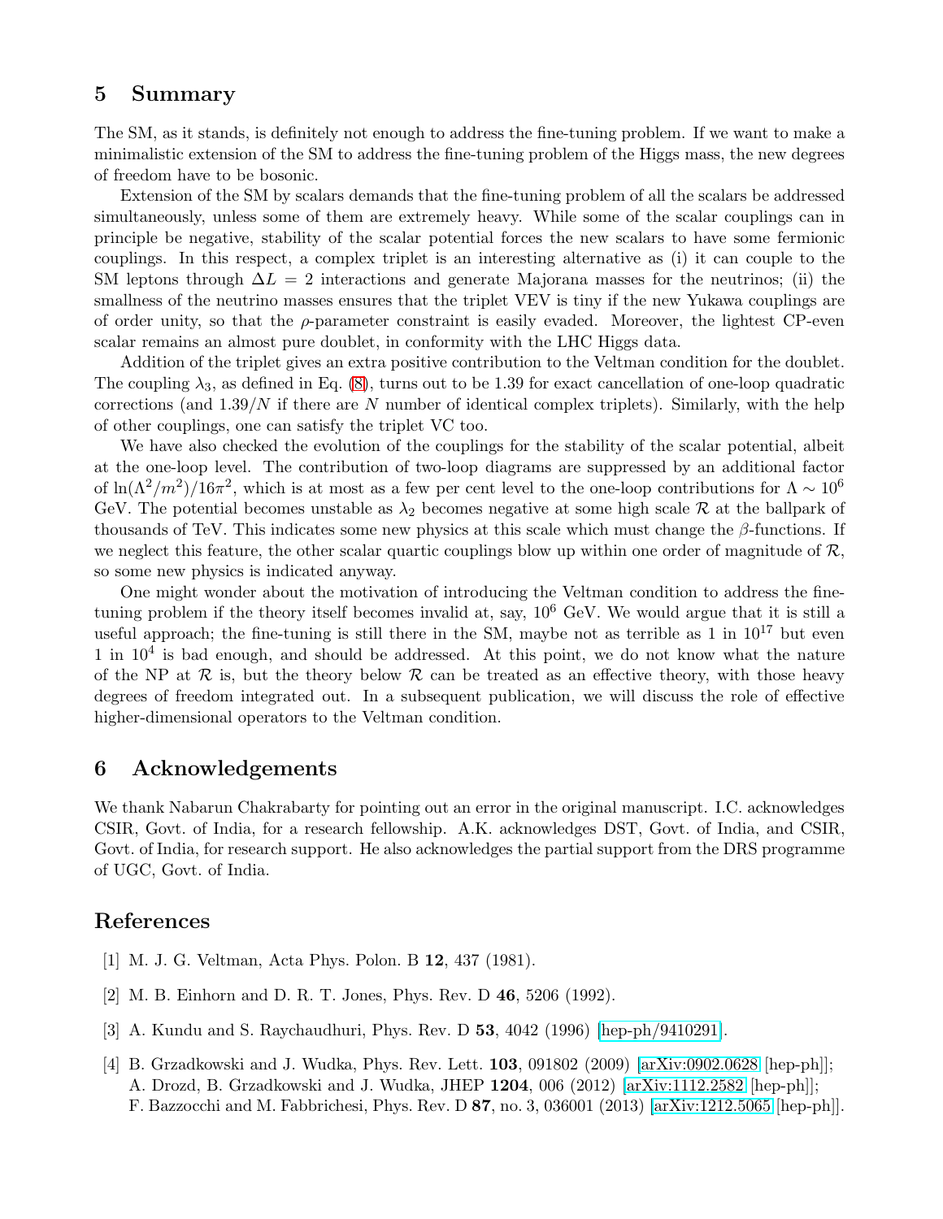## 5 Summary

The SM, as it stands, is definitely not enough to address the fine-tuning problem. If we want to make a minimalistic extension of the SM to address the fine-tuning problem of the Higgs mass, the new degrees of freedom have to be bosonic.

Extension of the SM by scalars demands that the fine-tuning problem of all the scalars be addressed simultaneously, unless some of them are extremely heavy. While some of the scalar couplings can in principle be negative, stability of the scalar potential forces the new scalars to have some fermionic couplings. In this respect, a complex triplet is an interesting alternative as (i) it can couple to the SM leptons through $\Delta L = 2$ interactions and generate Majorana masses for the neutrinos; (ii) the smallness of the neutrino masses ensures that the triplet VEV is tiny if the new Yukawa couplings are of order unity, so that the $\rho$-parameter constraint is easily evaded. Moreover, the lightest CP-even scalar remains an almost pure doublet, in conformity with the LHC Higgs data.

Addition of the triplet gives an extra positive contribution to the Veltman condition for the doublet. The coupling $\lambda_3$, as defined in Eq. (8), turns out to be 1.39 for exact cancellation of one-loop quadratic corrections (and $1.39/N$ if there are $N$ number of identical complex triplets). Similarly, with the help of other couplings, one can satisfy the triplet VC too.

We have also checked the evolution of the couplings for the stability of the scalar potential, albeit at the one-loop level. The contribution of two-loop diagrams are suppressed by an additional factor of $\ln(\Lambda^2/m^2)/16\pi^2$, which is at most as a few per cent level to the one-loop contributions for $\Lambda \sim 10^6$ GeV. The potential becomes unstable as $\lambda_2$ becomes negative at some high scale $\mathcal{R}$ at the ballpark of thousands of TeV. This indicates some new physics at this scale which must change the $\beta$-functions. If we neglect this feature, the other scalar quartic couplings blow up within one order of magnitude of $\mathcal{R}$, so some new physics is indicated anyway.

One might wonder about the motivation of introducing the Veltman condition to address the fine-tuning problem if the theory itself becomes invalid at, say, $10^6$ GeV. We would argue that it is still a useful approach; the fine-tuning is still there in the SM, maybe not as terrible as 1 in $10^{17}$ but even 1 in $10^4$ is bad enough, and should be addressed. At this point, we do not know what the nature of the NP at $\mathcal{R}$ is, but the theory below $\mathcal{R}$ can be treated as an effective theory, with those heavy degrees of freedom integrated out. In a subsequent publication, we will discuss the role of effective higher-dimensional operators to the Veltman condition.

## 6 Acknowledgements

We thank Nabarun Chakrabarty for pointing out an error in the original manuscript. I.C. acknowledges CSIR, Govt. of India, for a research fellowship. A.K. acknowledges DST, Govt. of India, and CSIR, Govt. of India, for research support. He also acknowledges the partial support from the DRS programme of UGC, Govt. of India.

## References

[1] M. J. G. Veltman, Acta Phys. Polon. B **12**, 437 (1981).

[2] M. B. Einhorn and D. R. T. Jones, Phys. Rev. D **46**, 5206 (1992).

[3] A. Kundu and S. Raychaudhuri, Phys. Rev. D **53**, 4042 (1996) [hep-ph/9410291].

[4] B. Grzadkowski and J. Wudka, Phys. Rev. Lett. **103**, 091802 (2009) [arXiv:0902.0628 [hep-ph]]; A. Drozd, B. Grzadkowski and J. Wudka, JHEP **1204**, 006 (2012) [arXiv:1112.2582 [hep-ph]]; F. Bazzocchi and M. Fabbrichesi, Phys. Rev. D **87**, no. 3, 036001 (2013) [arXiv:1212.5065 [hep-ph]].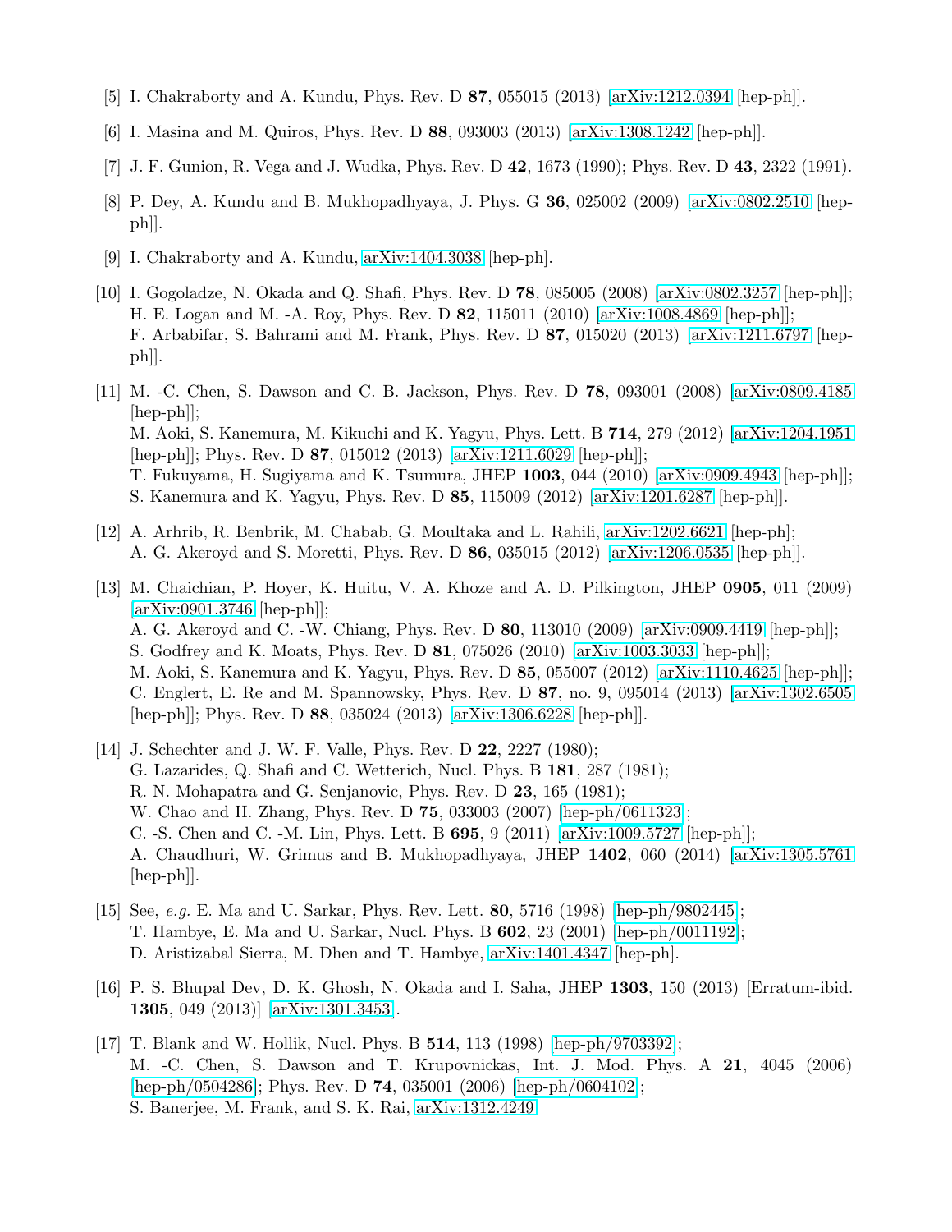[5] I. Chakraborty and A. Kundu, Phys. Rev. D **87**, 055015 (2013) [arXiv:1212.0394 [hep-ph]].

[6] I. Masina and M. Quiros, Phys. Rev. D **88**, 093003 (2013) [arXiv:1308.1242 [hep-ph]].

[7] J. F. Gunion, R. Vega and J. Wudka, Phys. Rev. D **42**, 1673 (1990); Phys. Rev. D **43**, 2322 (1991).

[8] P. Dey, A. Kundu and B. Mukhopadhyaya, J. Phys. G **36**, 025002 (2009) [arXiv:0802.2510 [hep-ph]].

[9] I. Chakraborty and A. Kundu, arXiv:1404.3038 [hep-ph].

[10] I. Gogoladze, N. Okada and Q. Shafi, Phys. Rev. D **78**, 085005 (2008) [arXiv:0802.3257 [hep-ph]]; H. E. Logan and M. -A. Roy, Phys. Rev. D **82**, 115011 (2010) [arXiv:1008.4869 [hep-ph]]; F. Arbabifar, S. Bahrami and M. Frank, Phys. Rev. D **87**, 015020 (2013) [arXiv:1211.6797 [hep-ph]].

[11] M. -C. Chen, S. Dawson and C. B. Jackson, Phys. Rev. D **78**, 093001 (2008) [arXiv:0809.4185 [hep-ph]]; M. Aoki, S. Kanemura, M. Kikuchi and K. Yagyu, Phys. Lett. B **714**, 279 (2012) [arXiv:1204.1951 [hep-ph]]; Phys. Rev. D **87**, 015012 (2013) [arXiv:1211.6029 [hep-ph]]; T. Fukuyama, H. Sugiyama and K. Tsumura, JHEP **1003**, 044 (2010) [arXiv:0909.4943 [hep-ph]]; S. Kanemura and K. Yagyu, Phys. Rev. D **85**, 115009 (2012) [arXiv:1201.6287 [hep-ph]].

[12] A. Arhrib, R. Benbrik, M. Chabab, G. Moultaka and L. Rahili, arXiv:1202.6621 [hep-ph]; A. G. Akeroyd and S. Moretti, Phys. Rev. D **86**, 035015 (2012) [arXiv:1206.0535 [hep-ph]].

[13] M. Chaichian, P. Hoyer, K. Huitu, V. A. Khoze and A. D. Pilkington, JHEP **0905**, 011 (2009) [arXiv:0901.3746 [hep-ph]]; A. G. Akeroyd and C. -W. Chiang, Phys. Rev. D **80**, 113010 (2009) [arXiv:0909.4419 [hep-ph]]; S. Godfrey and K. Moats, Phys. Rev. D **81**, 075026 (2010) [arXiv:1003.3033 [hep-ph]]; M. Aoki, S. Kanemura and K. Yagyu, Phys. Rev. D **85**, 055007 (2012) [arXiv:1110.4625 [hep-ph]]; C. Englert, E. Re and M. Spannowsky, Phys. Rev. D **87**, no. 9, 095014 (2013) [arXiv:1302.6505 [hep-ph]]; Phys. Rev. D **88**, 035024 (2013) [arXiv:1306.6228 [hep-ph]].

[14] J. Schechter and J. W. F. Valle, Phys. Rev. D **22**, 2227 (1980); G. Lazarides, Q. Shafi and C. Wetterich, Nucl. Phys. B **181**, 287 (1981); R. N. Mohapatra and G. Senjanovic, Phys. Rev. D **23**, 165 (1981); W. Chao and H. Zhang, Phys. Rev. D **75**, 033003 (2007) [hep-ph/0611323]; C. -S. Chen and C. -M. Lin, Phys. Lett. B **695**, 9 (2011) [arXiv:1009.5727 [hep-ph]]; A. Chaudhuri, W. Grimus and B. Mukhopadhyaya, JHEP **1402**, 060 (2014) [arXiv:1305.5761 [hep-ph]].

[15] See, *e.g.* E. Ma and U. Sarkar, Phys. Rev. Lett. **80**, 5716 (1998) [hep-ph/9802445]; T. Hambye, E. Ma and U. Sarkar, Nucl. Phys. B **602**, 23 (2001) [hep-ph/0011192]; D. Aristizabal Sierra, M. Dhen and T. Hambye, arXiv:1401.4347 [hep-ph].

[16] P. S. Bhupal Dev, D. K. Ghosh, N. Okada and I. Saha, JHEP **1303**, 150 (2013) [Erratum-ibid. **1305**, 049 (2013)] [arXiv:1301.3453].

[17] T. Blank and W. Hollik, Nucl. Phys. B **514**, 113 (1998) [hep-ph/9703392]; M. -C. Chen, S. Dawson and T. Krupovnickas, Int. J. Mod. Phys. A **21**, 4045 (2006) [hep-ph/0504286]; Phys. Rev. D **74**, 035001 (2006) [hep-ph/0604102]; S. Banerjee, M. Frank, and S. K. Rai, arXiv:1312.4249.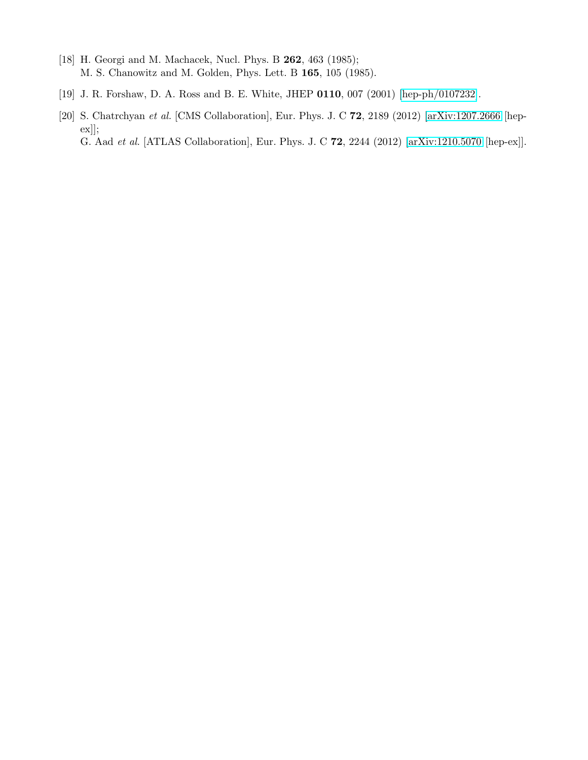[18] H. Georgi and M. Machacek, Nucl. Phys. B **262**, 463 (1985);
M. S. Chanowitz and M. Golden, Phys. Lett. B **165**, 105 (1985).

[19] J. R. Forshaw, D. A. Ross and B. E. White, JHEP **0110**, 007 (2001) [hep-ph/0107232].

[20] S. Chatrchyan *et al.* [CMS Collaboration], Eur. Phys. J. C **72**, 2189 (2012) [arXiv:1207.2666 [hep-ex]];
G. Aad *et al.* [ATLAS Collaboration], Eur. Phys. J. C **72**, 2244 (2012) [arXiv:1210.5070 [hep-ex]].